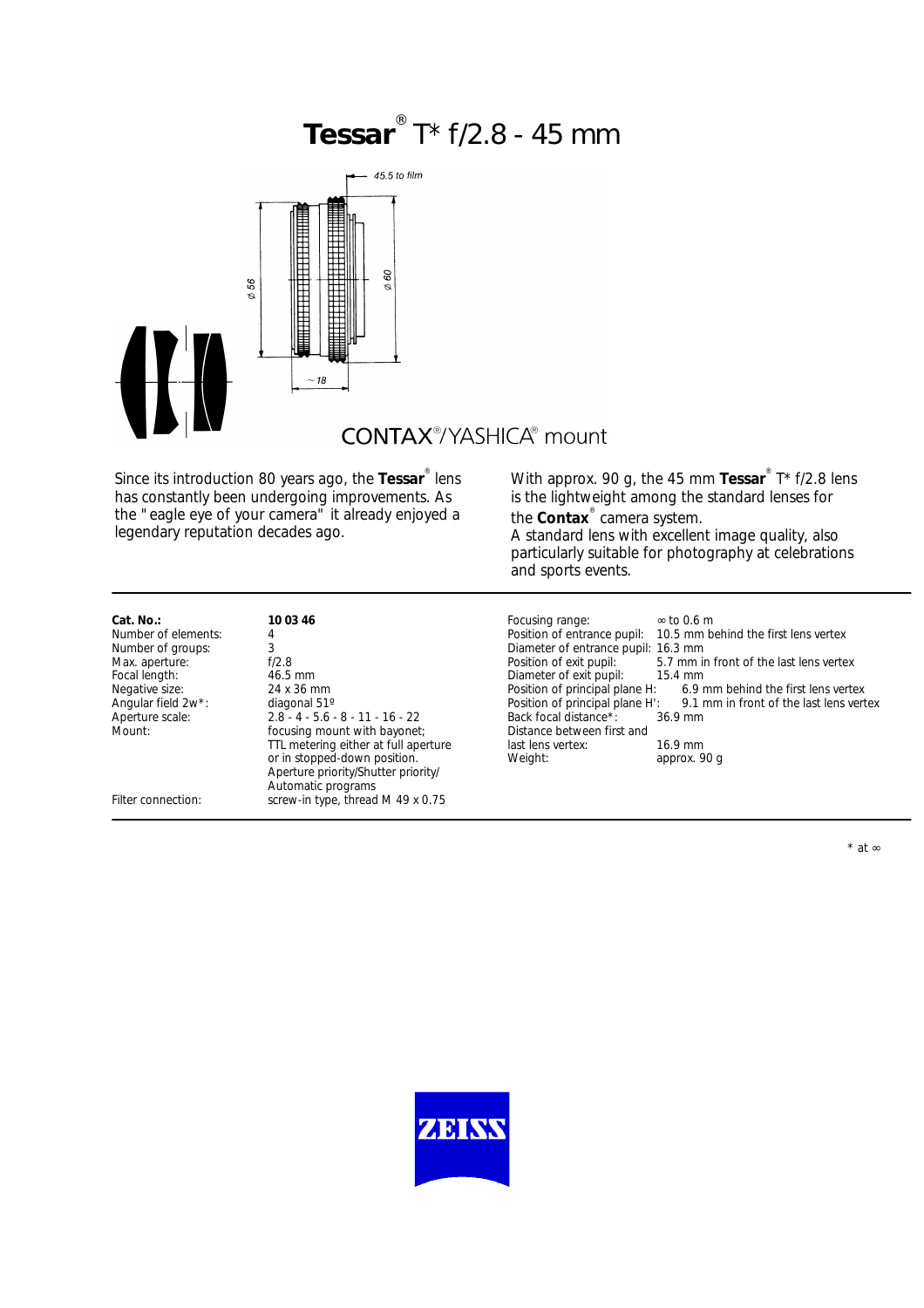# Tessar® T* f/2.8 - 45 mm

45.5 to film

ø 56

ø 60

~ 18

CONTAX®/YASHICA® mount

Since its introduction 80 years ago, the **Tessar**® lens has constantly been undergoing improvements. As the "eagle eye of your camera" it already enjoyed a legendary reputation decades ago.

With approx. 90 g, the 45 mm **Tessar**® T* f/2.8 lens is the lightweight among the standard lenses for the **Contax**® camera system.
A standard lens with excellent image quality, also particularly suitable for photography at celebrations and sports events.

| | |
|---|---|
| **Cat. No.:** | **10 03 46** |
| Number of elements: | 4 |
| Number of groups: | 3 |
| Max. aperture: | f/2.8 |
| Focal length: | 46.5 mm |
| Negative size: | 24 x 36 mm |
| Angular field 2w*: | diagonal 51º |
| Aperture scale: | 2.8 - 4 - 5.6 - 8 - 11 - 16 - 22 |
| Mount: | focusing mount with bayonet; TTL metering either at full aperture or in stopped-down position. Aperture priority/Shutter priority/ Automatic programs |
| Filter connection: | screw-in type, thread M 49 x 0.75 |
| Focusing range: | ∞ to 0.6 m |
| Position of entrance pupil: | 10.5 mm behind the first lens vertex |
| Diameter of entrance pupil: | 16.3 mm |
| Position of exit pupil: | 5.7 mm in front of the last lens vertex |
| Diameter of exit pupil: | 15.4 mm |
| Position of principal plane H: | 6.9 mm behind the first lens vertex |
| Position of principal plane H': | 9.1 mm in front of the last lens vertex |
| Back focal distance*: | 36.9 mm |
| Distance between first and last lens vertex: | 16.9 mm |
| Weight: | approx. 90 g |

\* at ∞

ZEISS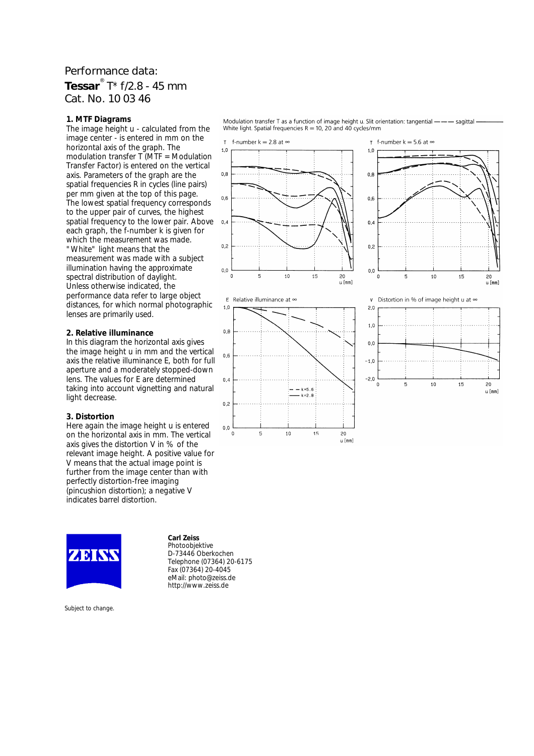Performance data:

# **Tessar**® T* f/2.8 - 45 mm
Cat. No. 10 03 46

### 1. MTF Diagrams

The image height u - calculated from the image center - is entered in mm on the horizontal axis of the graph. The modulation transfer T (MTF = Modulation Transfer Factor) is entered on the vertical axis. Parameters of the graph are the spatial frequencies R in cycles (line pairs) per mm given at the top of this page. The lowest spatial frequency corresponds to the upper pair of curves, the highest spatial frequency to the lower pair. Above each graph, the f-number k is given for which the measurement was made. "White" light means that the measurement was made with a subject illumination having the approximate spectral distribution of daylight. Unless otherwise indicated, the performance data refer to large object distances, for which normal photographic lenses are primarily used.

### 2. Relative illuminance

In this diagram the horizontal axis gives the image height u in mm and the vertical axis the relative illuminance E, both for full aperture and a moderately stopped-down lens. The values for E are determined taking into account vignetting and natural light decrease.

### 3. Distortion

Here again the image height u is entered on the horizontal axis in mm. The vertical axis gives the distortion V in % of the relevant image height. A positive value for V means that the actual image point is further from the image center than with perfectly distortion-free imaging (pincushion distortion); a negative V indicates barrel distortion.

Modulation transfer T as a function of image height u. Slit orientation: tangential – – – sagittal ——
White light. Spatial frequencies R = 10, 20 and 40 cycles/mm

T f-number k = 2.8 at ∞
1,0
0,8
0,6
0,4
0,2
0,0
0 5 10 15 20
u [mm]

T f-number k = 5.6 at ∞
1,0
0,8
0,6
0,4
0,2
0,0
0 5 10 15 20
u [mm]

E Relative illuminance at ∞
1,0
0,8
0,6
0,4
0,2
0,0
0 5 10 15 20
u [mm]
– – k=5.6
—— k=2.8

V Distortion in % of image height u at ∞
2,0
1,0
0,0
-1,0
-2,0
0 5 10 15 20
u [mm]

**Carl Zeiss**
Photoobjektive
D-73446 Oberkochen
Telephone (07364) 20-6175
Fax (07364) 20-4045
eMail: photo@zeiss.de
http://www.zeiss.de

Subject to change.